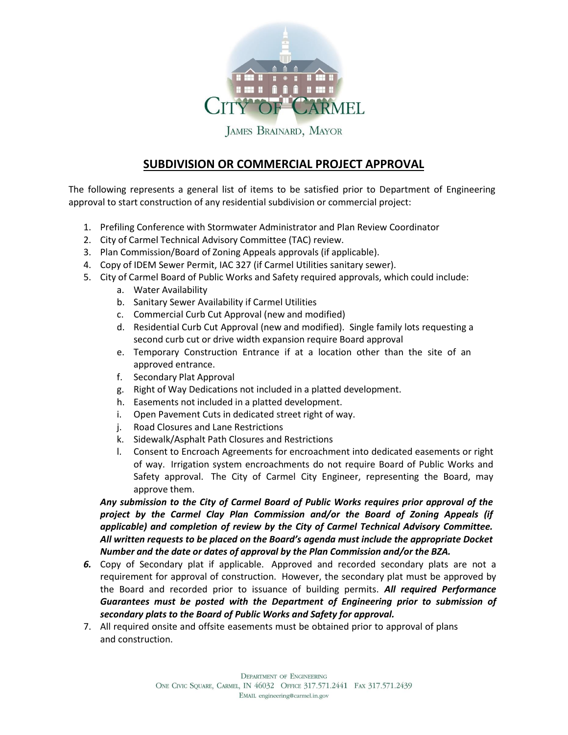CITY OF CARMEL

JAMES BRAINARD, MAYOR

# SUBDIVISION OR COMMERCIAL PROJECT APPROVAL

The following represents a general list of items to be satisfied prior to Department of Engineering approval to start construction of any residential subdivision or commercial project:

1. Prefiling Conference with Stormwater Administrator and Plan Review Coordinator
2. City of Carmel Technical Advisory Committee (TAC) review.
3. Plan Commission/Board of Zoning Appeals approvals (if applicable).
4. Copy of IDEM Sewer Permit, IAC 327 (if Carmel Utilities sanitary sewer).
5. City of Carmel Board of Public Works and Safety required approvals, which could include:
   a. Water Availability
   b. Sanitary Sewer Availability if Carmel Utilities
   c. Commercial Curb Cut Approval (new and modified)
   d. Residential Curb Cut Approval (new and modified). Single family lots requesting a second curb cut or drive width expansion require Board approval
   e. Temporary Construction Entrance if at a location other than the site of an approved entrance.
   f. Secondary Plat Approval
   g. Right of Way Dedications not included in a platted development.
   h. Easements not included in a platted development.
   i. Open Pavement Cuts in dedicated street right of way.
   j. Road Closures and Lane Restrictions
   k. Sidewalk/Asphalt Path Closures and Restrictions
   l. Consent to Encroach Agreements for encroachment into dedicated easements or right of way. Irrigation system encroachments do not require Board of Public Works and Safety approval. The City of Carmel City Engineer, representing the Board, may approve them.

   ***Any submission to the City of Carmel Board of Public Works requires prior approval of the project by the Carmel Clay Plan Commission and/or the Board of Zoning Appeals (if applicable) and completion of review by the City of Carmel Technical Advisory Committee. All written requests to be placed on the Board's agenda must include the appropriate Docket Number and the date or dates of approval by the Plan Commission and/or the BZA.***
6. Copy of Secondary plat if applicable. Approved and recorded secondary plats are not a requirement for approval of construction. However, the secondary plat must be approved by the Board and recorded prior to issuance of building permits. ***All required Performance Guarantees must be posted with the Department of Engineering prior to submission of secondary plats to the Board of Public Works and Safety for approval.***
7. All required onsite and offsite easements must be obtained prior to approval of plans and construction.

DEPARTMENT OF ENGINEERING
ONE CIVIC SQUARE, CARMEL, IN 46032 OFFICE 317.571.2441 FAX 317.571.2439
EMAIL engineering@carmel.in.gov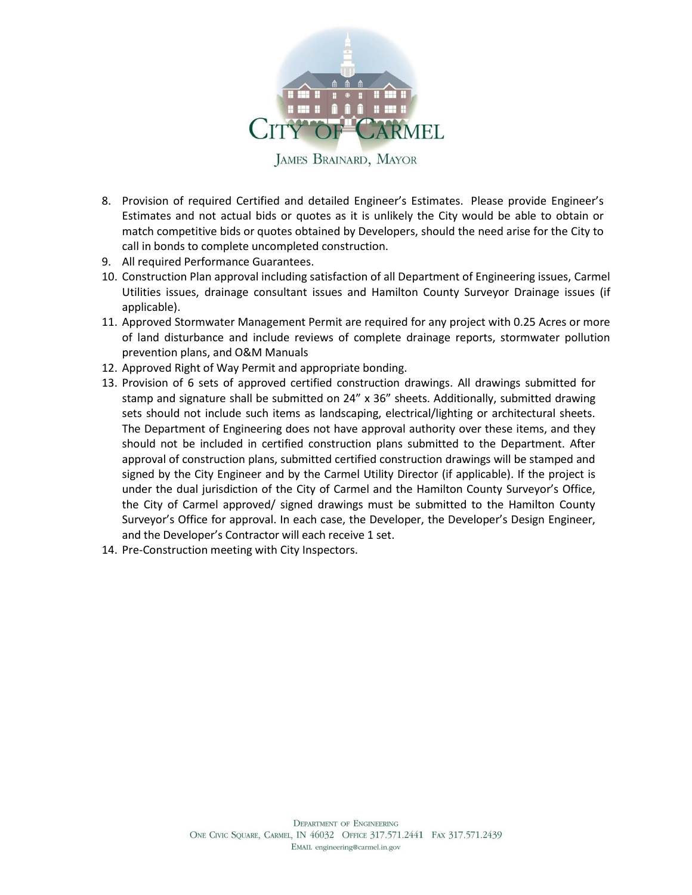8. Provision of required Certified and detailed Engineer's Estimates. Please provide Engineer's Estimates and not actual bids or quotes as it is unlikely the City would be able to obtain or match competitive bids or quotes obtained by Developers, should the need arise for the City to call in bonds to complete uncompleted construction.
9. All required Performance Guarantees.
10. Construction Plan approval including satisfaction of all Department of Engineering issues, Carmel Utilities issues, drainage consultant issues and Hamilton County Surveyor Drainage issues (if applicable).
11. Approved Stormwater Management Permit are required for any project with 0.25 Acres or more of land disturbance and include reviews of complete drainage reports, stormwater pollution prevention plans, and O&M Manuals
12. Approved Right of Way Permit and appropriate bonding.
13. Provision of 6 sets of approved certified construction drawings. All drawings submitted for stamp and signature shall be submitted on 24" x 36" sheets. Additionally, submitted drawing sets should not include such items as landscaping, electrical/lighting or architectural sheets. The Department of Engineering does not have approval authority over these items, and they should not be included in certified construction plans submitted to the Department. After approval of construction plans, submitted certified construction drawings will be stamped and signed by the City Engineer and by the Carmel Utility Director (if applicable). If the project is under the dual jurisdiction of the City of Carmel and the Hamilton County Surveyor's Office, the City of Carmel approved/ signed drawings must be submitted to the Hamilton County Surveyor's Office for approval. In each case, the Developer, the Developer's Design Engineer, and the Developer's Contractor will each receive 1 set.
14. Pre-Construction meeting with City Inspectors.